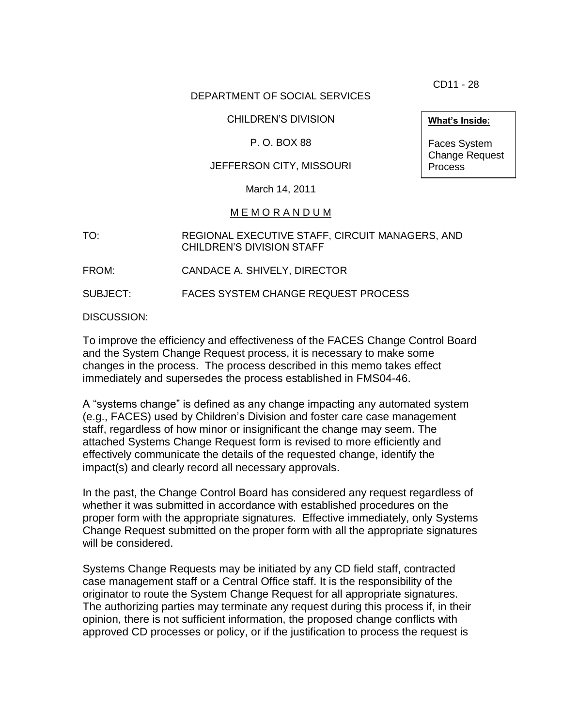CD11 - 28

DEPARTMENT OF SOCIAL SERVICES

CHILDREN'S DIVISION

P. O. BOX 88

JEFFERSON CITY, MISSOURI

March 14, 2011

**What's Inside:**

Faces System Change Request Process

M E M O R A N D U M

TO: REGIONAL EXECUTIVE STAFF, CIRCUIT MANAGERS, AND CHILDREN'S DIVISION STAFF

FROM: CANDACE A. SHIVELY, DIRECTOR

SUBJECT: FACES SYSTEM CHANGE REQUEST PROCESS

DISCUSSION:

To improve the efficiency and effectiveness of the FACES Change Control Board and the System Change Request process, it is necessary to make some changes in the process. The process described in this memo takes effect immediately and supersedes the process established in FMS04-46.

A "systems change" is defined as any change impacting any automated system (e.g., FACES) used by Children's Division and foster care case management staff, regardless of how minor or insignificant the change may seem. The attached Systems Change Request form is revised to more efficiently and effectively communicate the details of the requested change, identify the impact(s) and clearly record all necessary approvals.

In the past, the Change Control Board has considered any request regardless of whether it was submitted in accordance with established procedures on the proper form with the appropriate signatures. Effective immediately, only Systems Change Request submitted on the proper form with all the appropriate signatures will be considered.

Systems Change Requests may be initiated by any CD field staff, contracted case management staff or a Central Office staff. It is the responsibility of the originator to route the System Change Request for all appropriate signatures. The authorizing parties may terminate any request during this process if, in their opinion, there is not sufficient information, the proposed change conflicts with approved CD processes or policy, or if the justification to process the request is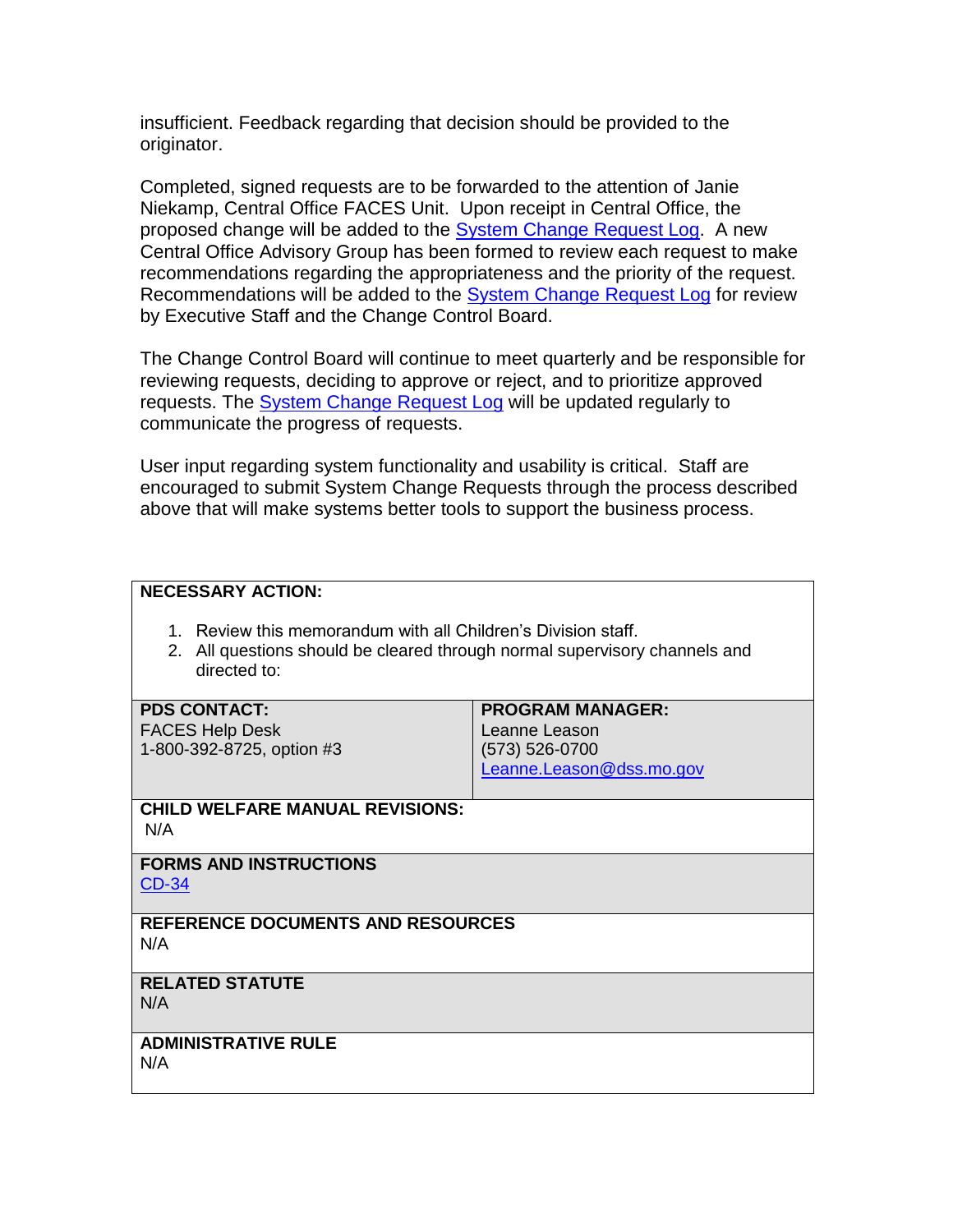insufficient. Feedback regarding that decision should be provided to the originator.

Completed, signed requests are to be forwarded to the attention of Janie Niekamp, Central Office FACES Unit. Upon receipt in Central Office, the proposed change will be added to the System Change Request Log. A new Central Office Advisory Group has been formed to review each request to make recommendations regarding the appropriateness and the priority of the request. Recommendations will be added to the System Change Request Log for review by Executive Staff and the Change Control Board.

The Change Control Board will continue to meet quarterly and be responsible for reviewing requests, deciding to approve or reject, and to prioritize approved requests. The System Change Request Log will be updated regularly to communicate the progress of requests.

User input regarding system functionality and usability is critical. Staff are encouraged to submit System Change Requests through the process described above that will make systems better tools to support the business process.

**NECESSARY ACTION:**

1. Review this memorandum with all Children's Division staff.
2. All questions should be cleared through normal supervisory channels and directed to:

| **PDS CONTACT:** | **PROGRAM MANAGER:** |
|---|---|
| FACES Help Desk<br>1-800-392-8725, option #3 | Leanne Leason<br>(573) 526-0700<br>Leanne.Leason@dss.mo.gov |

**CHILD WELFARE MANUAL REVISIONS:**
N/A

**FORMS AND INSTRUCTIONS**
CD-34

**REFERENCE DOCUMENTS AND RESOURCES**
N/A

**RELATED STATUTE**
N/A

**ADMINISTRATIVE RULE**
N/A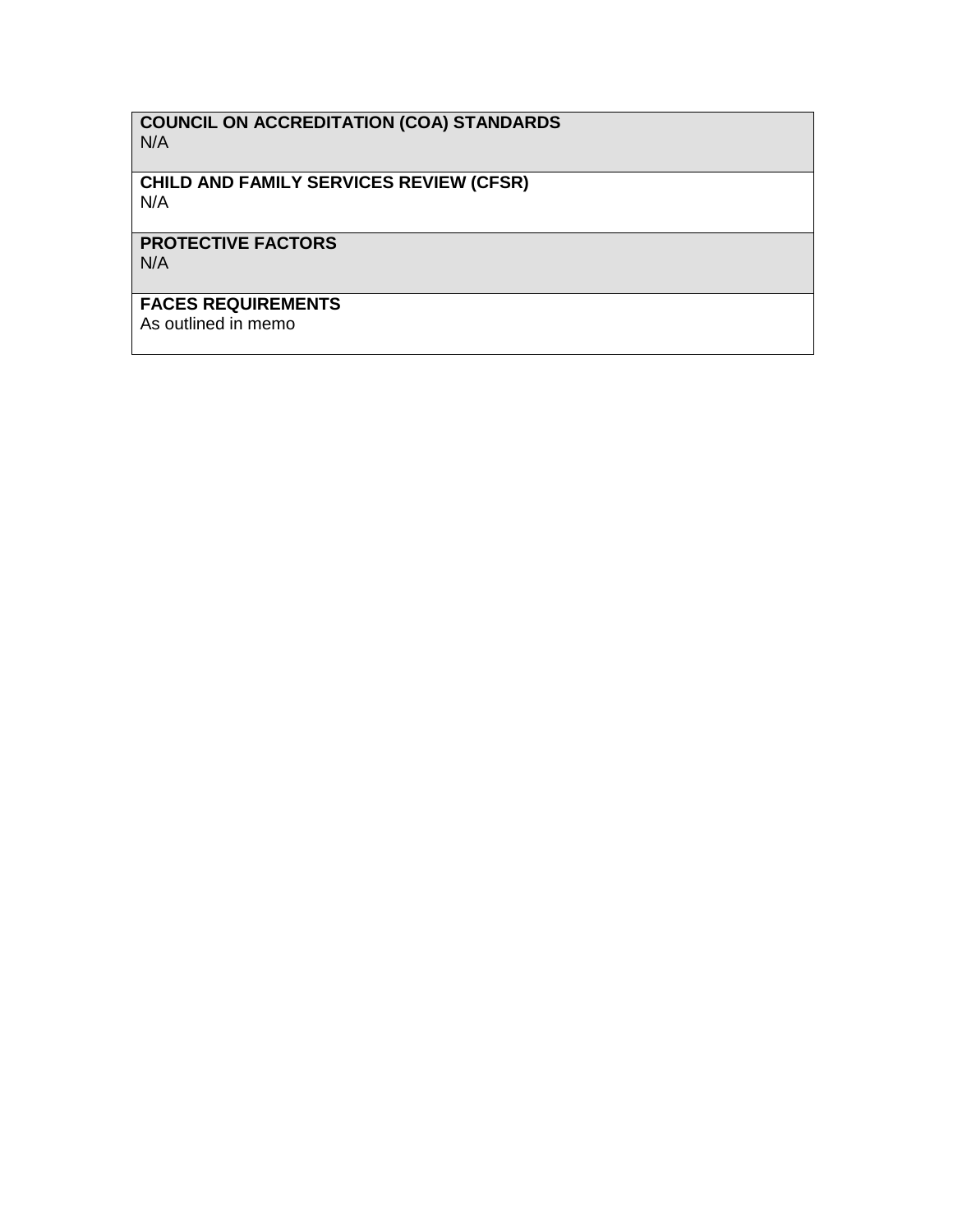**COUNCIL ON ACCREDITATION (COA) STANDARDS**
N/A

**CHILD AND FAMILY SERVICES REVIEW (CFSR)**
N/A

**PROTECTIVE FACTORS**
N/A

**FACES REQUIREMENTS**
As outlined in memo